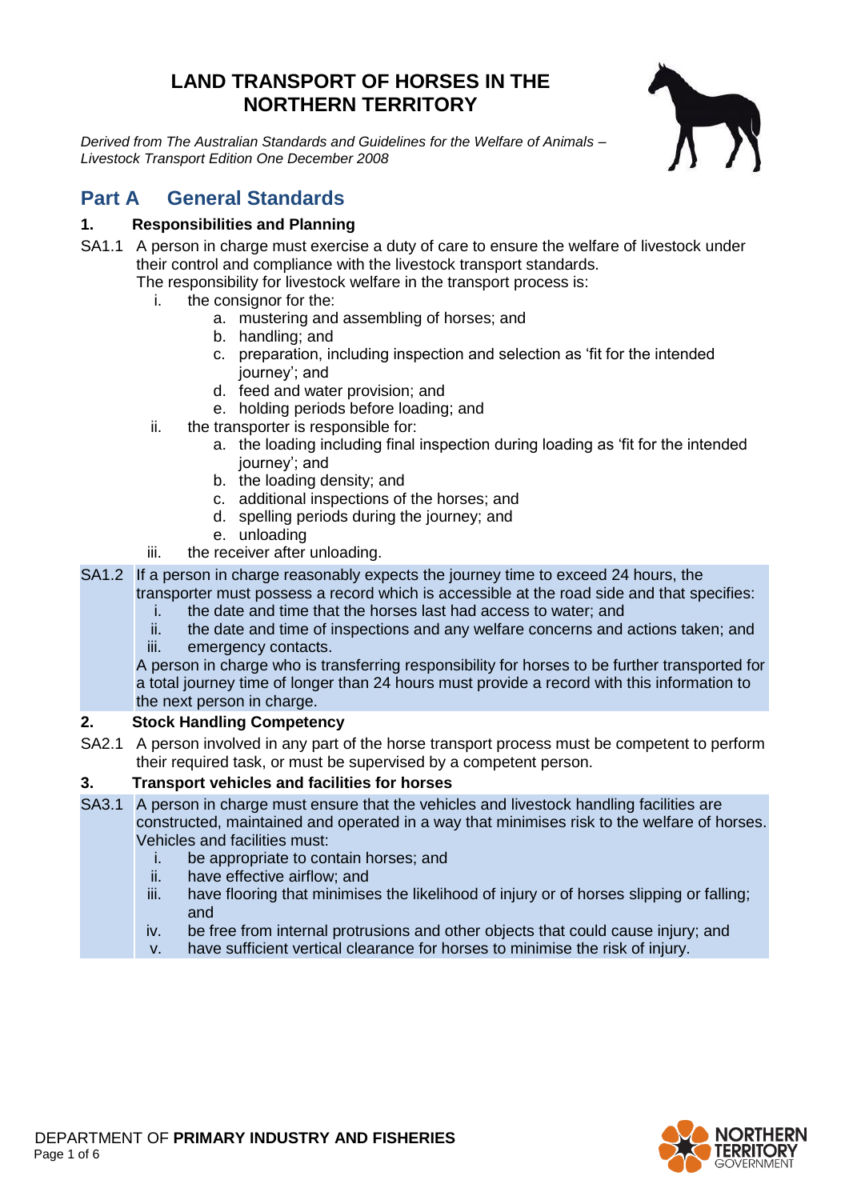# LAND TRANSPORT OF HORSES IN THE NORTHERN TERRITORY

*Derived from The Australian Standards and Guidelines for the Welfare of Animals – Livestock Transport Edition One December 2008*

## Part A General Standards

### 1. Responsibilities and Planning

SA1.1 A person in charge must exercise a duty of care to ensure the welfare of livestock under their control and compliance with the livestock transport standards.
The responsibility for livestock welfare in the transport process is:

- i. the consignor for the:
  - a. mustering and assembling of horses; and
  - b. handling; and
  - c. preparation, including inspection and selection as 'fit for the intended journey'; and
  - d. feed and water provision; and
  - e. holding periods before loading; and
- ii. the transporter is responsible for:
  - a. the loading including final inspection during loading as 'fit for the intended journey'; and
  - b. the loading density; and
  - c. additional inspections of the horses; and
  - d. spelling periods during the journey; and
  - e. unloading
- iii. the receiver after unloading.

SA1.2 If a person in charge reasonably expects the journey time to exceed 24 hours, the transporter must possess a record which is accessible at the road side and that specifies:

- i. the date and time that the horses last had access to water; and
- ii. the date and time of inspections and any welfare concerns and actions taken; and
- iii. emergency contacts.

A person in charge who is transferring responsibility for horses to be further transported for a total journey time of longer than 24 hours must provide a record with this information to the next person in charge.

### 2. Stock Handling Competency

SA2.1 A person involved in any part of the horse transport process must be competent to perform their required task, or must be supervised by a competent person.

### 3. Transport vehicles and facilities for horses

SA3.1 A person in charge must ensure that the vehicles and livestock handling facilities are constructed, maintained and operated in a way that minimises risk to the welfare of horses. Vehicles and facilities must:

- i. be appropriate to contain horses; and
- ii. have effective airflow; and
- iii. have flooring that minimises the likelihood of injury or of horses slipping or falling; and
- iv. be free from internal protrusions and other objects that could cause injury; and
- v. have sufficient vertical clearance for horses to minimise the risk of injury.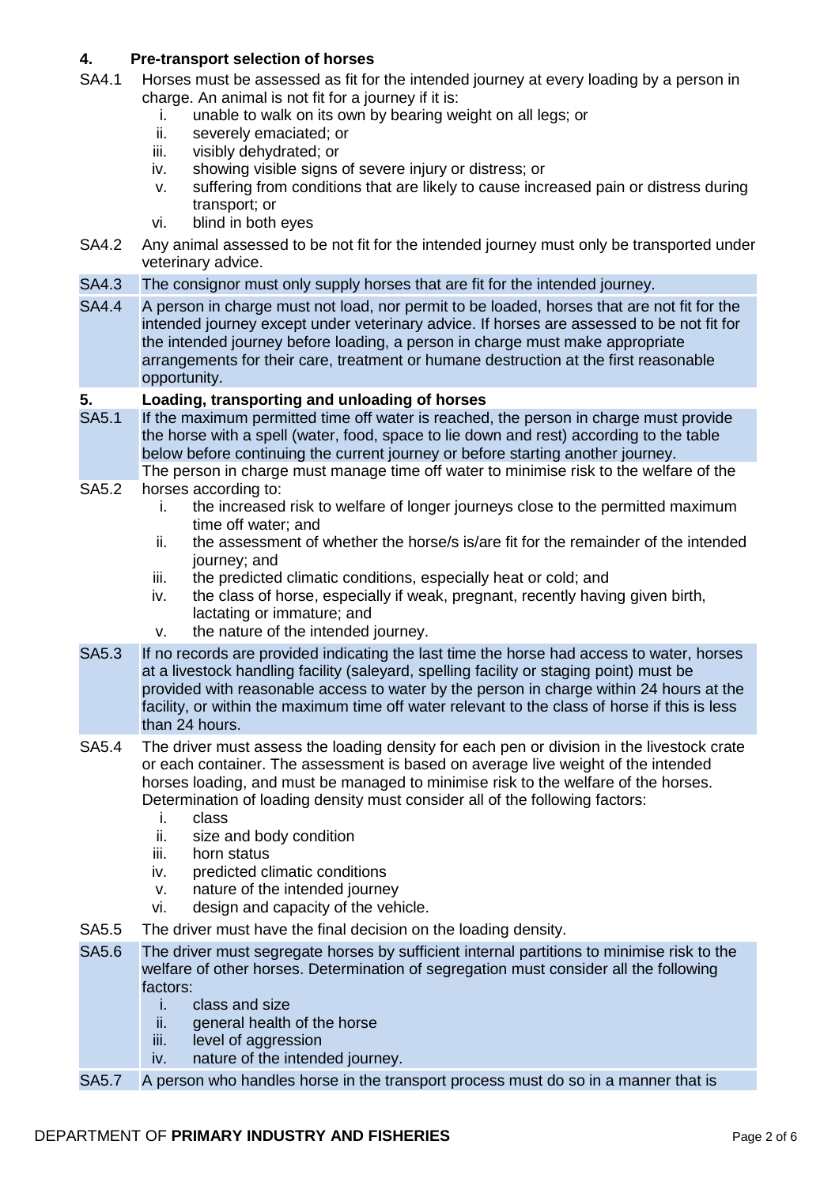## 4. Pre-transport selection of horses

SA4.1 Horses must be assessed as fit for the intended journey at every loading by a person in charge. An animal is not fit for a journey if it is:

i. unable to walk on its own by bearing weight on all legs; or
ii. severely emaciated; or
iii. visibly dehydrated; or
iv. showing visible signs of severe injury or distress; or
v. suffering from conditions that are likely to cause increased pain or distress during transport; or
vi. blind in both eyes

SA4.2 Any animal assessed to be not fit for the intended journey must only be transported under veterinary advice.

SA4.3 The consignor must only supply horses that are fit for the intended journey.

SA4.4 A person in charge must not load, nor permit to be loaded, horses that are not fit for the intended journey except under veterinary advice. If horses are assessed to be not fit for the intended journey before loading, a person in charge must make appropriate arrangements for their care, treatment or humane destruction at the first reasonable opportunity.

## 5. Loading, transporting and unloading of horses

SA5.1 If the maximum permitted time off water is reached, the person in charge must provide the horse with a spell (water, food, space to lie down and rest) according to the table below before continuing the current journey or before starting another journey.

SA5.2 The person in charge must manage time off water to minimise risk to the welfare of the horses according to:

i. the increased risk to welfare of longer journeys close to the permitted maximum time off water; and
ii. the assessment of whether the horse/s is/are fit for the remainder of the intended journey; and
iii. the predicted climatic conditions, especially heat or cold; and
iv. the class of horse, especially if weak, pregnant, recently having given birth, lactating or immature; and
v. the nature of the intended journey.

SA5.3 If no records are provided indicating the last time the horse had access to water, horses at a livestock handling facility (saleyard, spelling facility or staging point) must be provided with reasonable access to water by the person in charge within 24 hours at the facility, or within the maximum time off water relevant to the class of horse if this is less than 24 hours.

SA5.4 The driver must assess the loading density for each pen or division in the livestock crate or each container. The assessment is based on average live weight of the intended horses loading, and must be managed to minimise risk to the welfare of the horses. Determination of loading density must consider all of the following factors:

i. class
ii. size and body condition
iii. horn status
iv. predicted climatic conditions
v. nature of the intended journey
vi. design and capacity of the vehicle.

SA5.5 The driver must have the final decision on the loading density.

SA5.6 The driver must segregate horses by sufficient internal partitions to minimise risk to the welfare of other horses. Determination of segregation must consider all the following factors:

i. class and size
ii. general health of the horse
iii. level of aggression
iv. nature of the intended journey.

SA5.7 A person who handles horse in the transport process must do so in a manner that is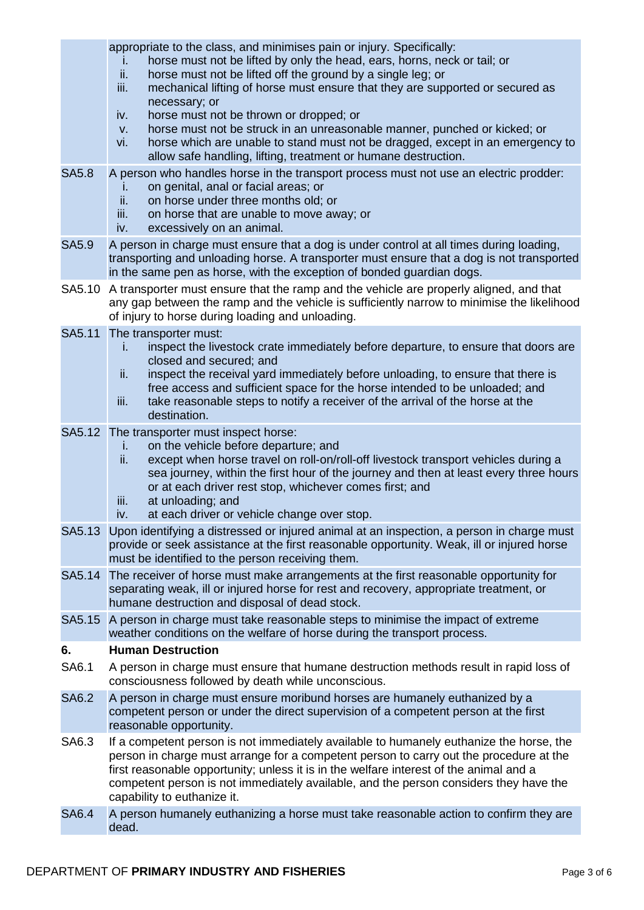|  |  |
|---|---|
|  | appropriate to the class, and minimises pain or injury. Specifically:<br>i. horse must not be lifted by only the head, ears, horns, neck or tail; or<br>ii. horse must not be lifted off the ground by a single leg; or<br>iii. mechanical lifting of horse must ensure that they are supported or secured as necessary; or<br>iv. horse must not be thrown or dropped; or<br>v. horse must not be struck in an unreasonable manner, punched or kicked; or<br>vi. horse which are unable to stand must not be dragged, except in an emergency to allow safe handling, lifting, treatment or humane destruction. |
| SA5.8 | A person who handles horse in the transport process must not use an electric prodder:<br>i. on genital, anal or facial areas; or<br>ii. on horse under three months old; or<br>iii. on horse that are unable to move away; or<br>iv. excessively on an animal. |
| SA5.9 | A person in charge must ensure that a dog is under control at all times during loading, transporting and unloading horse. A transporter must ensure that a dog is not transported in the same pen as horse, with the exception of bonded guardian dogs. |
| SA5.10 | A transporter must ensure that the ramp and the vehicle are properly aligned, and that any gap between the ramp and the vehicle is sufficiently narrow to minimise the likelihood of injury to horse during loading and unloading. |
| SA5.11 | The transporter must:<br>i. inspect the livestock crate immediately before departure, to ensure that doors are closed and secured; and<br>ii. inspect the receival yard immediately before unloading, to ensure that there is free access and sufficient space for the horse intended to be unloaded; and<br>iii. take reasonable steps to notify a receiver of the arrival of the horse at the destination. |
| SA5.12 | The transporter must inspect horse:<br>i. on the vehicle before departure; and<br>ii. except when horse travel on roll-on/roll-off livestock transport vehicles during a sea journey, within the first hour of the journey and then at least every three hours or at each driver rest stop, whichever comes first; and<br>iii. at unloading; and<br>iv. at each driver or vehicle change over stop. |
| SA5.13 | Upon identifying a distressed or injured animal at an inspection, a person in charge must provide or seek assistance at the first reasonable opportunity. Weak, ill or injured horse must be identified to the person receiving them. |
| SA5.14 | The receiver of horse must make arrangements at the first reasonable opportunity for separating weak, ill or injured horse for rest and recovery, appropriate treatment, or humane destruction and disposal of dead stock. |
| SA5.15 | A person in charge must take reasonable steps to minimise the impact of extreme weather conditions on the welfare of horse during the transport process. |
| **6.** | **Human Destruction** |
| SA6.1 | A person in charge must ensure that humane destruction methods result in rapid loss of consciousness followed by death while unconscious. |
| SA6.2 | A person in charge must ensure moribund horses are humanely euthanized by a competent person or under the direct supervision of a competent person at the first reasonable opportunity. |
| SA6.3 | If a competent person is not immediately available to humanely euthanize the horse, the person in charge must arrange for a competent person to carry out the procedure at the first reasonable opportunity; unless it is in the welfare interest of the animal and a competent person is not immediately available, and the person considers they have the capability to euthanize it. |
| SA6.4 | A person humanely euthanizing a horse must take reasonable action to confirm they are dead. |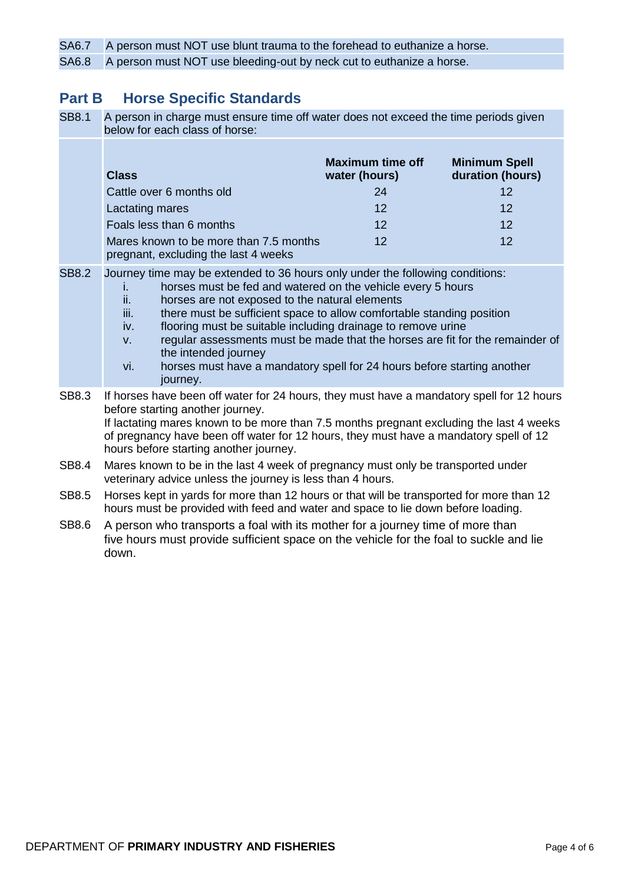| | |
|---|---|
| SA6.7 | A person must NOT use blunt trauma to the forehead to euthanize a horse. |
| SA6.8 | A person must NOT use bleeding-out by neck cut to euthanize a horse. |

## Part B Horse Specific Standards

SB8.1 A person in charge must ensure time off water does not exceed the time periods given below for each class of horse:

| Class | Maximum time off water (hours) | Minimum Spell duration (hours) |
|---|---|---|
| Cattle over 6 months old | 24 | 12 |
| Lactating mares | 12 | 12 |
| Foals less than 6 months | 12 | 12 |
| Mares known to be more than 7.5 months pregnant, excluding the last 4 weeks | 12 | 12 |

SB8.2 Journey time may be extended to 36 hours only under the following conditions:

- i. horses must be fed and watered on the vehicle every 5 hours
- ii. horses are not exposed to the natural elements
- iii. there must be sufficient space to allow comfortable standing position
- iv. flooring must be suitable including drainage to remove urine
- v. regular assessments must be made that the horses are fit for the remainder of the intended journey
- vi. horses must have a mandatory spell for 24 hours before starting another journey.

SB8.3 If horses have been off water for 24 hours, they must have a mandatory spell for 12 hours before starting another journey.
If lactating mares known to be more than 7.5 months pregnant excluding the last 4 weeks of pregnancy have been off water for 12 hours, they must have a mandatory spell of 12 hours before starting another journey.

SB8.4 Mares known to be in the last 4 week of pregnancy must only be transported under veterinary advice unless the journey is less than 4 hours.

SB8.5 Horses kept in yards for more than 12 hours or that will be transported for more than 12 hours must be provided with feed and water and space to lie down before loading.

SB8.6 A person who transports a foal with its mother for a journey time of more than five hours must provide sufficient space on the vehicle for the foal to suckle and lie down.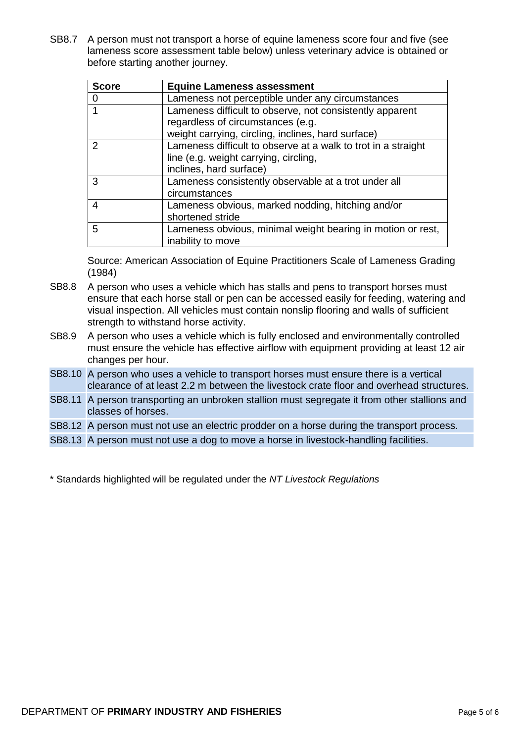SB8.7 A person must not transport a horse of equine lameness score four and five (see lameness score assessment table below) unless veterinary advice is obtained or before starting another journey.

| Score | Equine Lameness assessment |
|---|---|
| 0 | Lameness not perceptible under any circumstances |
| 1 | Lameness difficult to observe, not consistently apparent regardless of circumstances (e.g. weight carrying, circling, inclines, hard surface) |
| 2 | Lameness difficult to observe at a walk to trot in a straight line (e.g. weight carrying, circling, inclines, hard surface) |
| 3 | Lameness consistently observable at a trot under all circumstances |
| 4 | Lameness obvious, marked nodding, hitching and/or shortened stride |
| 5 | Lameness obvious, minimal weight bearing in motion or rest, inability to move |

Source: American Association of Equine Practitioners Scale of Lameness Grading (1984)

SB8.8 A person who uses a vehicle which has stalls and pens to transport horses must ensure that each horse stall or pen can be accessed easily for feeding, watering and visual inspection. All vehicles must contain nonslip flooring and walls of sufficient strength to withstand horse activity.

SB8.9 A person who uses a vehicle which is fully enclosed and environmentally controlled must ensure the vehicle has effective airflow with equipment providing at least 12 air changes per hour.

SB8.10 A person who uses a vehicle to transport horses must ensure there is a vertical clearance of at least 2.2 m between the livestock crate floor and overhead structures.

SB8.11 A person transporting an unbroken stallion must segregate it from other stallions and classes of horses.

SB8.12 A person must not use an electric prodder on a horse during the transport process.

SB8.13 A person must not use a dog to move a horse in livestock-handling facilities.

\* Standards highlighted will be regulated under the *NT Livestock Regulations*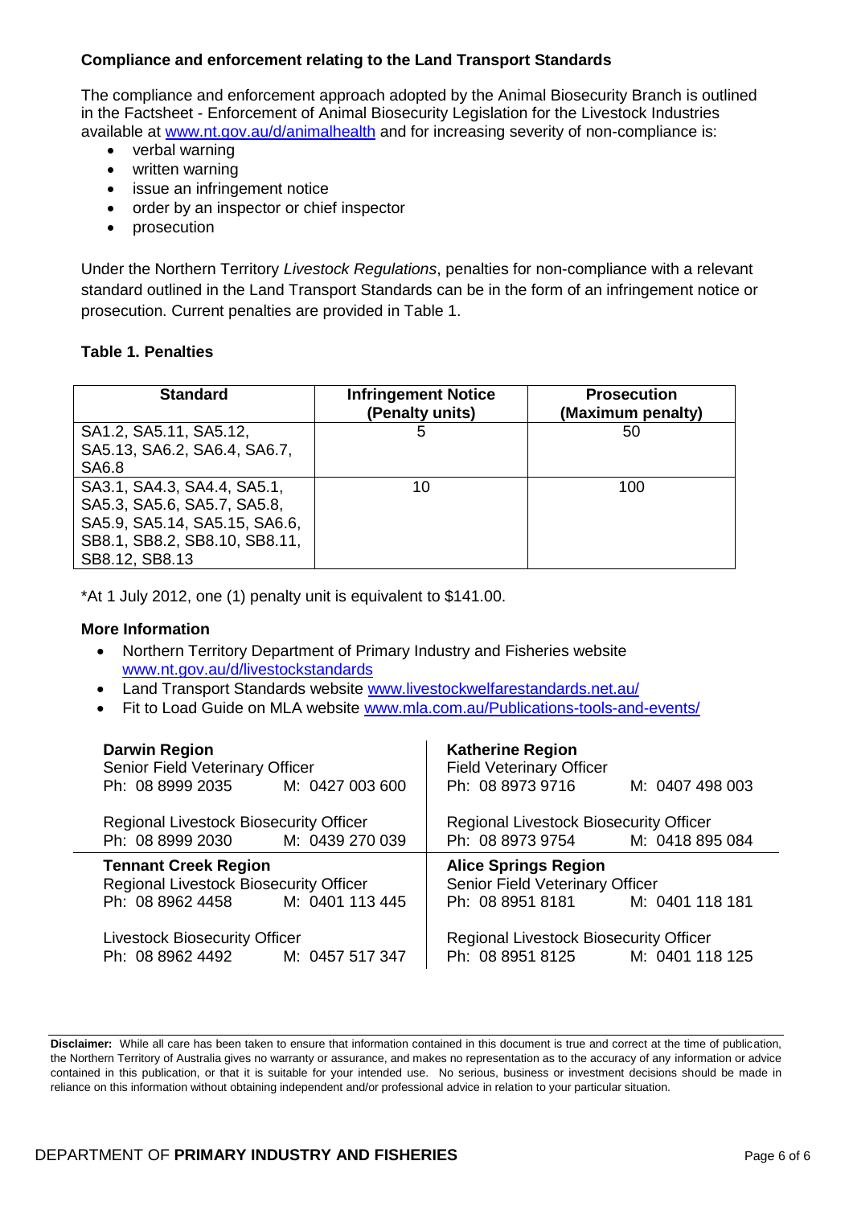### Compliance and enforcement relating to the Land Transport Standards

The compliance and enforcement approach adopted by the Animal Biosecurity Branch is outlined in the Factsheet - Enforcement of Animal Biosecurity Legislation for the Livestock Industries available at www.nt.gov.au/d/animalhealth and for increasing severity of non-compliance is:

- verbal warning
- written warning
- issue an infringement notice
- order by an inspector or chief inspector
- prosecution

Under the Northern Territory *Livestock Regulations*, penalties for non-compliance with a relevant standard outlined in the Land Transport Standards can be in the form of an infringement notice or prosecution. Current penalties are provided in Table 1.

**Table 1. Penalties**

| Standard | Infringement Notice (Penalty units) | Prosecution (Maximum penalty) |
|---|---|---|
| SA1.2, SA5.11, SA5.12, SA5.13, SA6.2, SA6.4, SA6.7, SA6.8 | 5 | 50 |
| SA3.1, SA4.3, SA4.4, SA5.1, SA5.3, SA5.6, SA5.7, SA5.8, SA5.9, SA5.14, SA5.15, SA6.6, SB8.1, SB8.2, SB8.10, SB8.11, SB8.12, SB8.13 | 10 | 100 |

*At 1 July 2012, one (1) penalty unit is equivalent to $141.00.

### More Information

- Northern Territory Department of Primary Industry and Fisheries website www.nt.gov.au/d/livestockstandards
- Land Transport Standards website www.livestockwelfarestandards.net.au/
- Fit to Load Guide on MLA website www.mla.com.au/Publications-tools-and-events/

**Darwin Region**
Senior Field Veterinary Officer
Ph: 08 8999 2035 M: 0427 003 600

Regional Livestock Biosecurity Officer
Ph: 08 8999 2030 M: 0439 270 039

**Katherine Region**
Field Veterinary Officer
Ph: 08 8973 9716 M: 0407 498 003

Regional Livestock Biosecurity Officer
Ph: 08 8973 9754 M: 0418 895 084

**Tennant Creek Region**
Regional Livestock Biosecurity Officer
Ph: 08 8962 4458 M: 0401 113 445

Livestock Biosecurity Officer
Ph: 08 8962 4492 M: 0457 517 347

**Alice Springs Region**
Senior Field Veterinary Officer
Ph: 08 8951 8181 M: 0401 118 181

Regional Livestock Biosecurity Officer
Ph: 08 8951 8125 M: 0401 118 125

**Disclaimer:** While all care has been taken to ensure that information contained in this document is true and correct at the time of publication, the Northern Territory of Australia gives no warranty or assurance, and makes no representation as to the accuracy of any information or advice contained in this publication, or that it is suitable for your intended use. No serious, business or investment decisions should be made in reliance on this information without obtaining independent and/or professional advice in relation to your particular situation.